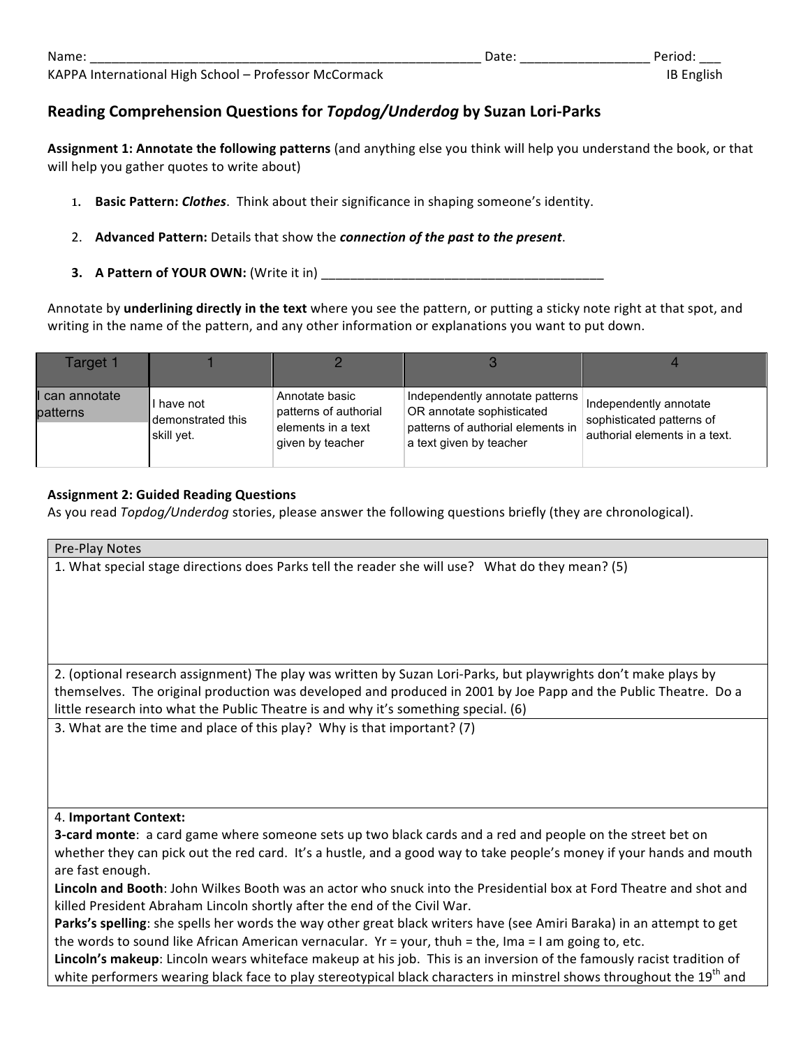Name: _______________________________________________________ Date: _________________ Period: ___
KAPPA International High School – Professor McCormack IB English

## Reading Comprehension Questions for *Topdog/Underdog* by Suzan Lori-Parks

**Assignment 1: Annotate the following patterns** (and anything else you think will help you understand the book, or that will help you gather quotes to write about)

1. **Basic Pattern: *Clothes***. Think about their significance in shaping someone's identity.

2. **Advanced Pattern:** Details that show the ***connection of the past to the present***.

3. **A Pattern of YOUR OWN:** (Write it in) ________________________________________

Annotate by **underlining directly in the text** where you see the pattern, or putting a sticky note right at that spot, and writing in the name of the pattern, and any other information or explanations you want to put down.

| Target 1 | 1 | 2 | 3 | 4 |
|---|---|---|---|---|
| I can annotate patterns | I have not demonstrated this skill yet. | Annotate basic patterns of authorial elements in a text given by teacher | Independently annotate patterns OR annotate sophisticated patterns of authorial elements in a text given by teacher | Independently annotate sophisticated patterns of authorial elements in a text. |

**Assignment 2: Guided Reading Questions**
As you read *Topdog/Underdog* stories, please answer the following questions briefly (they are chronological).

| Pre-Play Notes |
|---|
| 1. What special stage directions does Parks tell the reader she will use? What do they mean? (5) |
| 2. (optional research assignment) The play was written by Suzan Lori-Parks, but playwrights don't make plays by themselves. The original production was developed and produced in 2001 by Joe Papp and the Public Theatre. Do a little research into what the Public Theatre is and why it's something special. (6) |
| 3. What are the time and place of this play? Why is that important? (7) |
| 4. **Important Context:**<br>**3-card monte**: a card game where someone sets up two black cards and a red and people on the street bet on whether they can pick out the red card. It's a hustle, and a good way to take people's money if your hands and mouth are fast enough.<br>**Lincoln and Booth**: John Wilkes Booth was an actor who snuck into the Presidential box at Ford Theatre and shot and killed President Abraham Lincoln shortly after the end of the Civil War.<br>**Parks's spelling**: she spells her words the way other great black writers have (see Amiri Baraka) in an attempt to get the words to sound like African American vernacular. Yr = your, thuh = the, Ima = I am going to, etc.<br>**Lincoln's makeup**: Lincoln wears whiteface makeup at his job. This is an inversion of the famously racist tradition of white performers wearing black face to play stereotypical black characters in minstrel shows throughout the 19th and |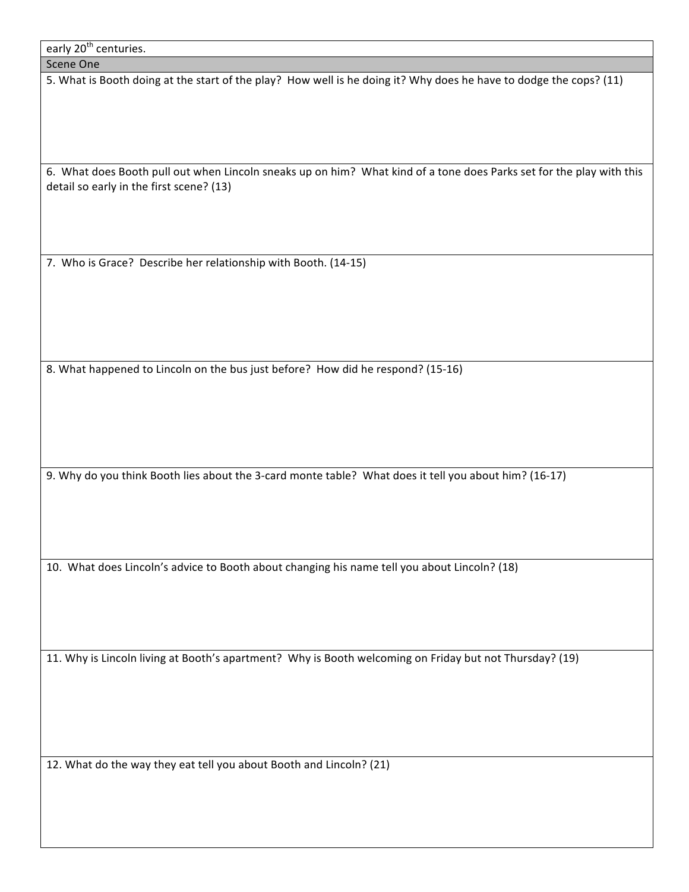early 20th centuries.

## Scene One

5. What is Booth doing at the start of the play? How well is he doing it? Why does he have to dodge the cops? (11)

6. What does Booth pull out when Lincoln sneaks up on him? What kind of a tone does Parks set for the play with this detail so early in the first scene? (13)

7. Who is Grace? Describe her relationship with Booth. (14-15)

8. What happened to Lincoln on the bus just before? How did he respond? (15-16)

9. Why do you think Booth lies about the 3-card monte table? What does it tell you about him? (16-17)

10. What does Lincoln's advice to Booth about changing his name tell you about Lincoln? (18)

11. Why is Lincoln living at Booth's apartment? Why is Booth welcoming on Friday but not Thursday? (19)

12. What do the way they eat tell you about Booth and Lincoln? (21)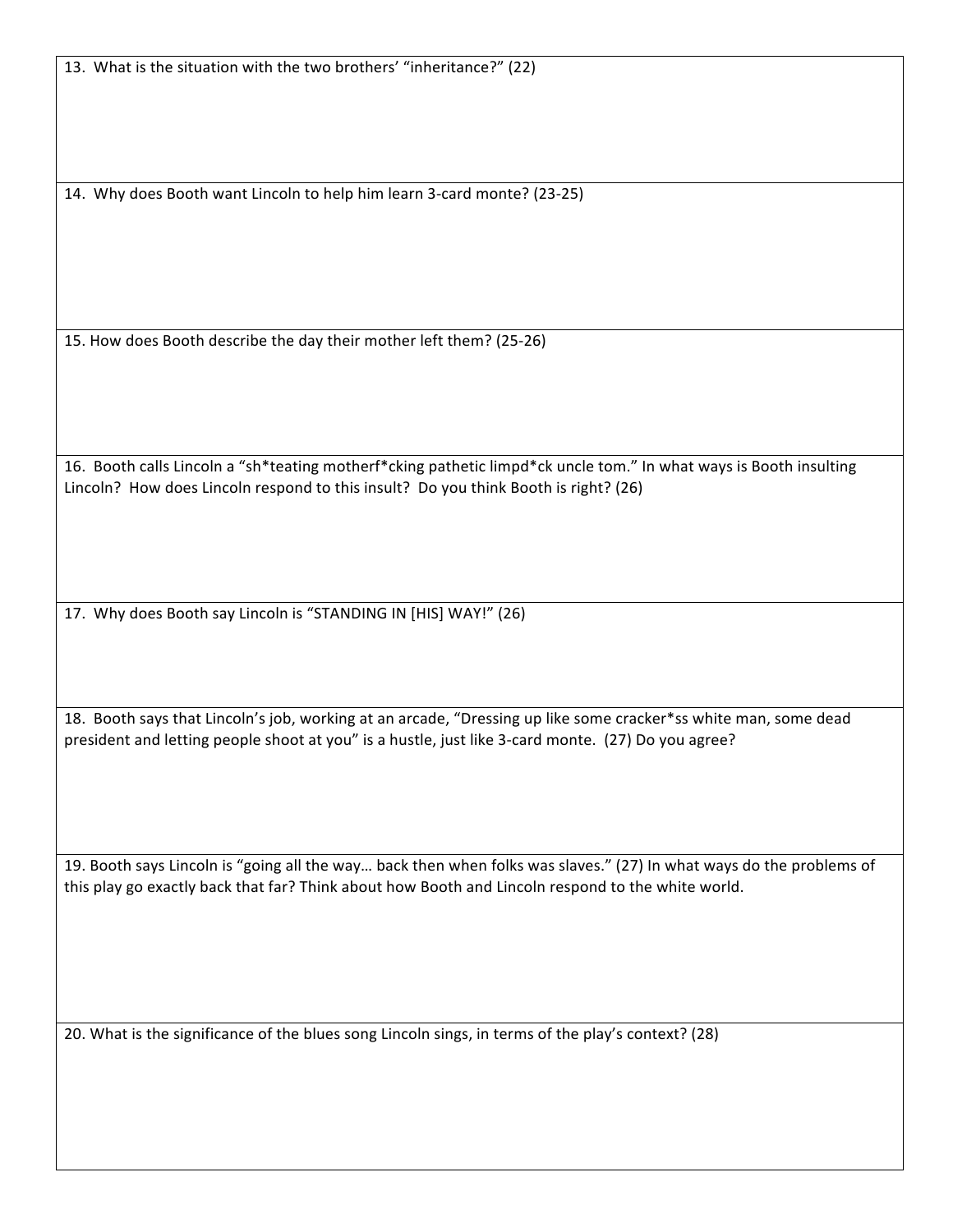13. What is the situation with the two brothers' "inheritance?" (22)

14. Why does Booth want Lincoln to help him learn 3-card monte? (23-25)

15. How does Booth describe the day their mother left them? (25-26)

16. Booth calls Lincoln a "sh*teating motherf*cking pathetic limpd*ck uncle tom." In what ways is Booth insulting Lincoln? How does Lincoln respond to this insult? Do you think Booth is right? (26)

17. Why does Booth say Lincoln is "STANDING IN [HIS] WAY!" (26)

18. Booth says that Lincoln's job, working at an arcade, "Dressing up like some cracker*ss white man, some dead president and letting people shoot at you" is a hustle, just like 3-card monte. (27) Do you agree?

19. Booth says Lincoln is "going all the way… back then when folks was slaves." (27) In what ways do the problems of this play go exactly back that far? Think about how Booth and Lincoln respond to the white world.

20. What is the significance of the blues song Lincoln sings, in terms of the play's context? (28)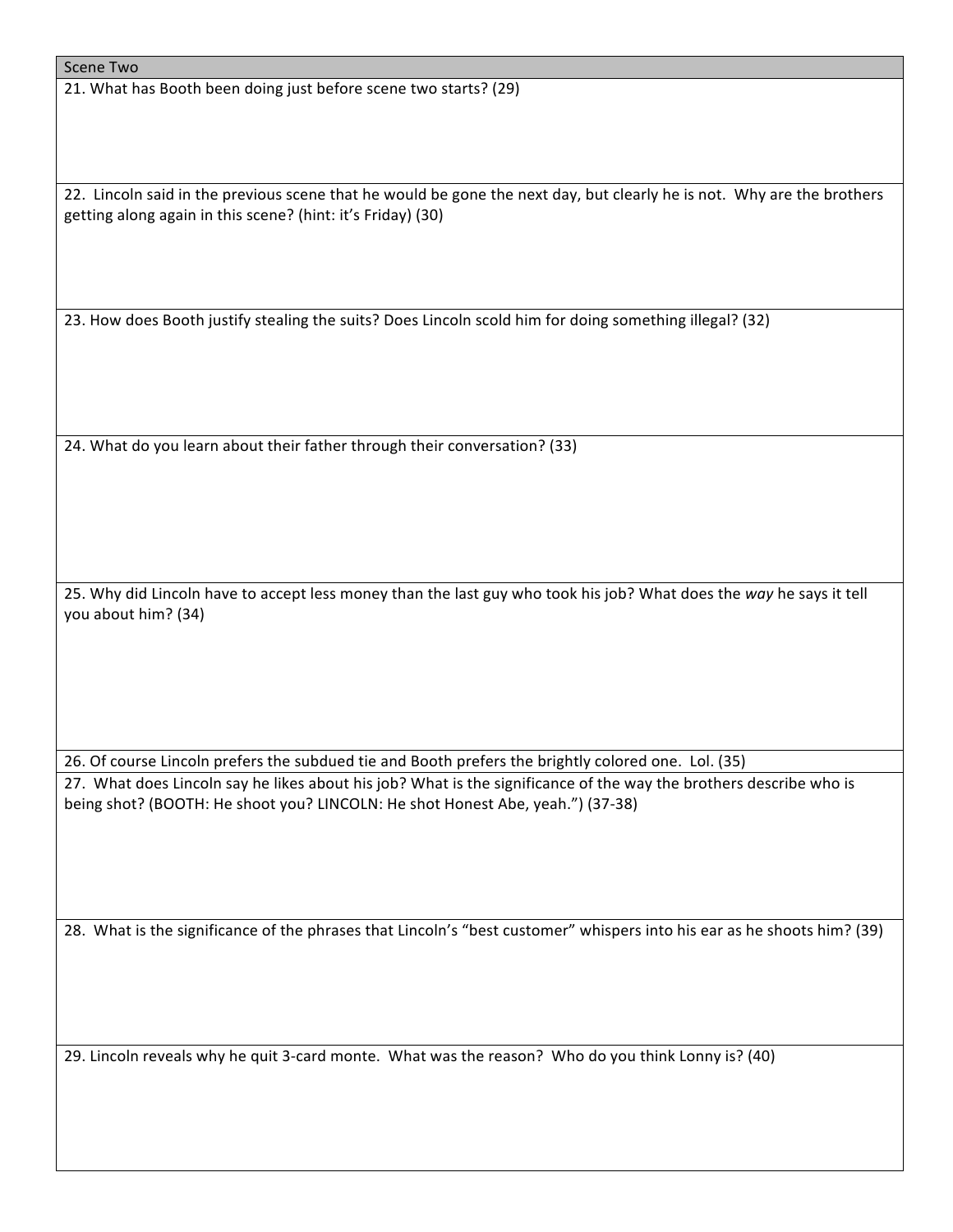| Scene Two |
| --- |
| 21. What has Booth been doing just before scene two starts? (29) |
| 22. Lincoln said in the previous scene that he would be gone the next day, but clearly he is not. Why are the brothers getting along again in this scene? (hint: it's Friday) (30) |
| 23. How does Booth justify stealing the suits? Does Lincoln scold him for doing something illegal? (32) |
| 24. What do you learn about their father through their conversation? (33) |
| 25. Why did Lincoln have to accept less money than the last guy who took his job? What does the *way* he says it tell you about him? (34) |
| 26. Of course Lincoln prefers the subdued tie and Booth prefers the brightly colored one. Lol. (35) |
| 27. What does Lincoln say he likes about his job? What is the significance of the way the brothers describe who is being shot? (BOOTH: He shoot you? LINCOLN: He shot Honest Abe, yeah.") (37-38) |
| 28. What is the significance of the phrases that Lincoln's "best customer" whispers into his ear as he shoots him? (39) |
| 29. Lincoln reveals why he quit 3-card monte. What was the reason? Who do you think Lonny is? (40) |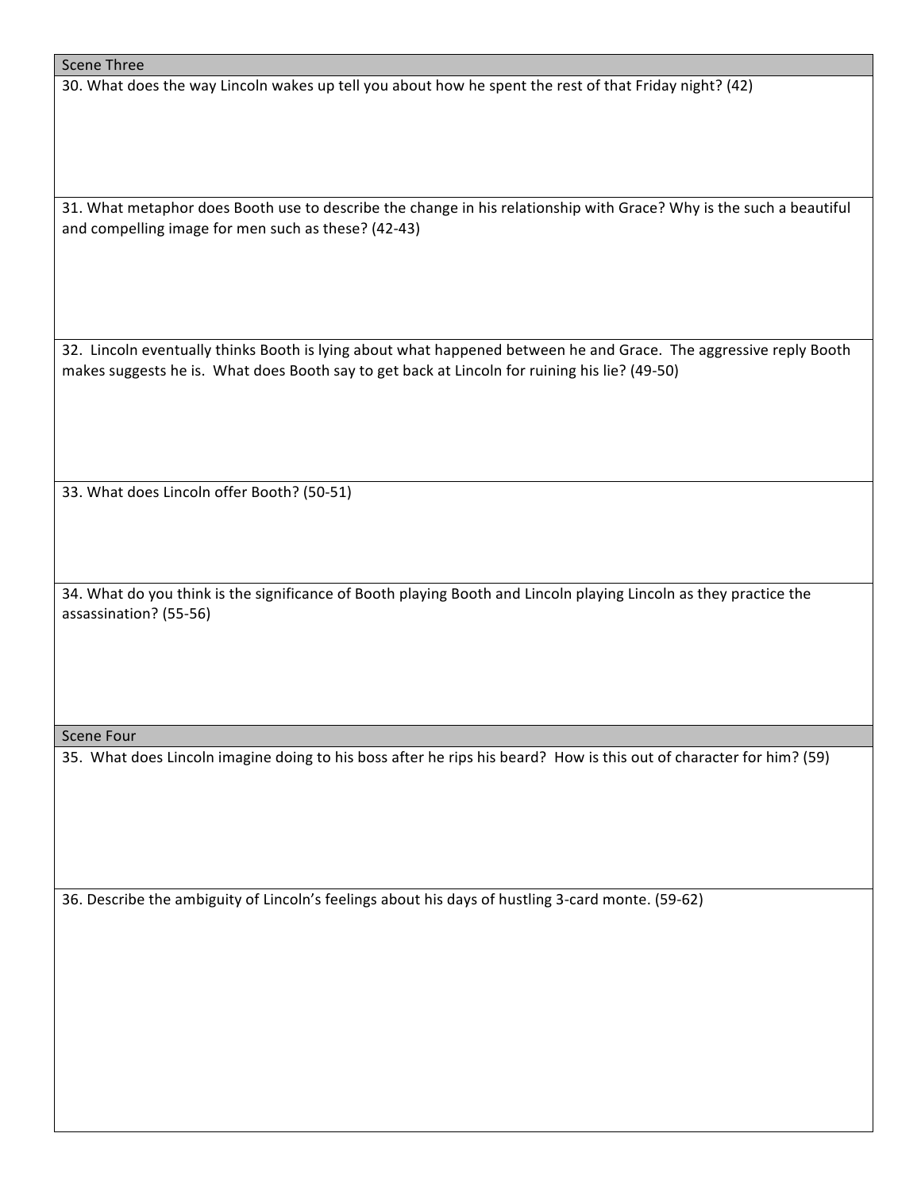| Scene Three |
| --- |
| 30. What does the way Lincoln wakes up tell you about how he spent the rest of that Friday night? (42) |
| 31. What metaphor does Booth use to describe the change in his relationship with Grace? Why is the such a beautiful and compelling image for men such as these? (42-43) |
| 32. Lincoln eventually thinks Booth is lying about what happened between he and Grace. The aggressive reply Booth makes suggests he is. What does Booth say to get back at Lincoln for ruining his lie? (49-50) |
| 33. What does Lincoln offer Booth? (50-51) |
| 34. What do you think is the significance of Booth playing Booth and Lincoln playing Lincoln as they practice the assassination? (55-56) |

| Scene Four |
| --- |
| 35. What does Lincoln imagine doing to his boss after he rips his beard? How is this out of character for him? (59) |
| 36. Describe the ambiguity of Lincoln's feelings about his days of hustling 3-card monte. (59-62) |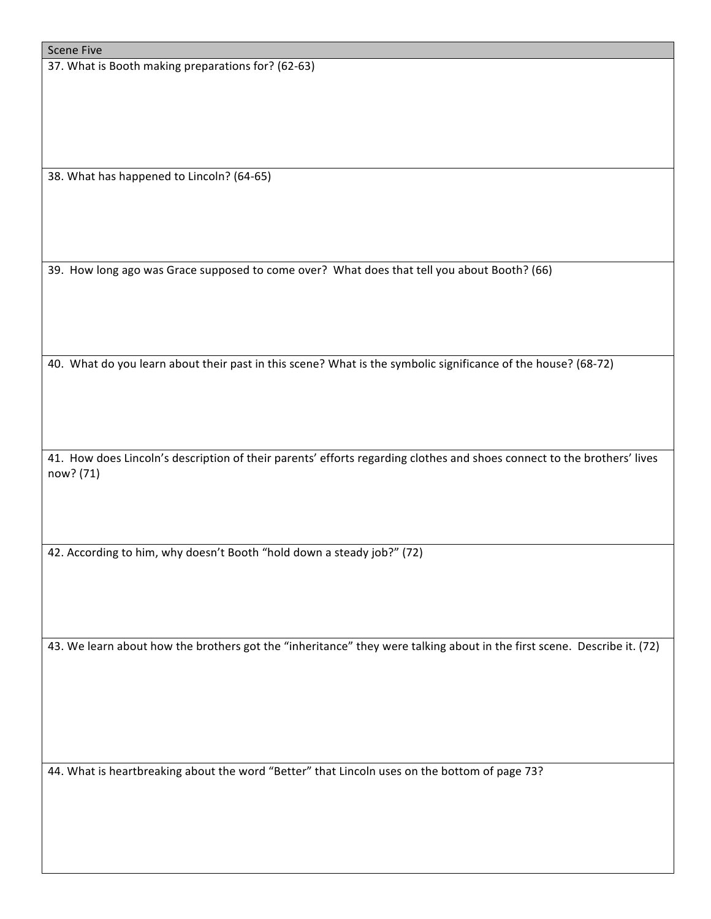## Scene Five

37. What is Booth making preparations for? (62-63)

38. What has happened to Lincoln? (64-65)

39. How long ago was Grace supposed to come over? What does that tell you about Booth? (66)

40. What do you learn about their past in this scene? What is the symbolic significance of the house? (68-72)

41. How does Lincoln's description of their parents' efforts regarding clothes and shoes connect to the brothers' lives now? (71)

42. According to him, why doesn't Booth "hold down a steady job?" (72)

43. We learn about how the brothers got the "inheritance" they were talking about in the first scene. Describe it. (72)

44. What is heartbreaking about the word "Better" that Lincoln uses on the bottom of page 73?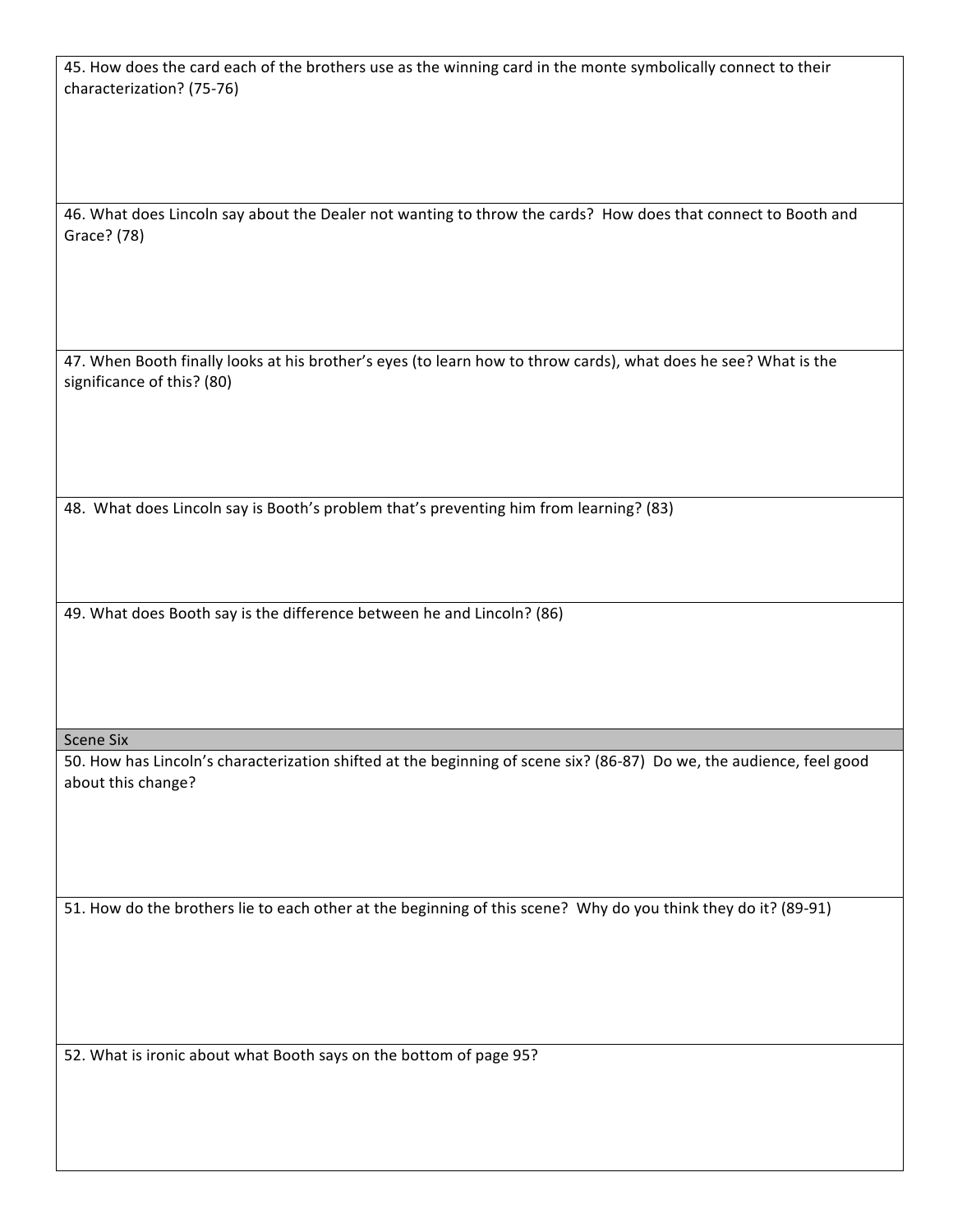45. How does the card each of the brothers use as the winning card in the monte symbolically connect to their characterization? (75-76)

46. What does Lincoln say about the Dealer not wanting to throw the cards? How does that connect to Booth and Grace? (78)

47. When Booth finally looks at his brother's eyes (to learn how to throw cards), what does he see? What is the significance of this? (80)

48. What does Lincoln say is Booth's problem that's preventing him from learning? (83)

49. What does Booth say is the difference between he and Lincoln? (86)

## Scene Six

50. How has Lincoln's characterization shifted at the beginning of scene six? (86-87) Do we, the audience, feel good about this change?

51. How do the brothers lie to each other at the beginning of this scene? Why do you think they do it? (89-91)

52. What is ironic about what Booth says on the bottom of page 95?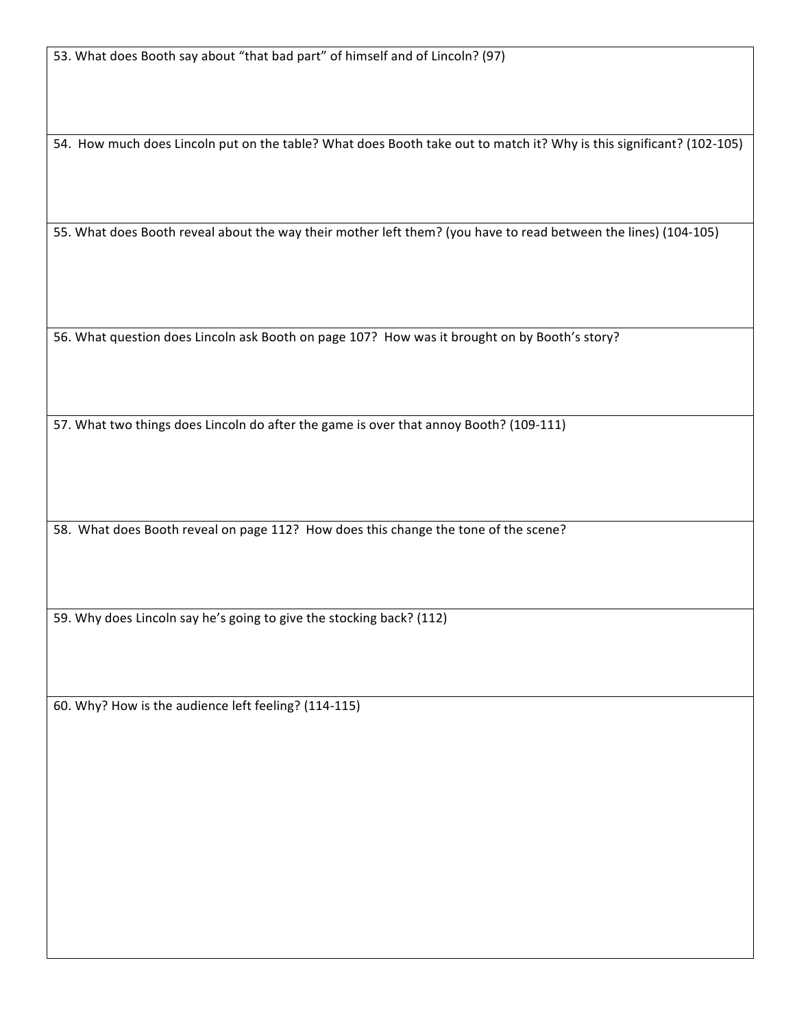53. What does Booth say about “that bad part” of himself and of Lincoln? (97)

54. How much does Lincoln put on the table? What does Booth take out to match it? Why is this significant? (102-105)

55. What does Booth reveal about the way their mother left them? (you have to read between the lines) (104-105)

56. What question does Lincoln ask Booth on page 107? How was it brought on by Booth’s story?

57. What two things does Lincoln do after the game is over that annoy Booth? (109-111)

58. What does Booth reveal on page 112? How does this change the tone of the scene?

59. Why does Lincoln say he’s going to give the stocking back? (112)

60. Why? How is the audience left feeling? (114-115)